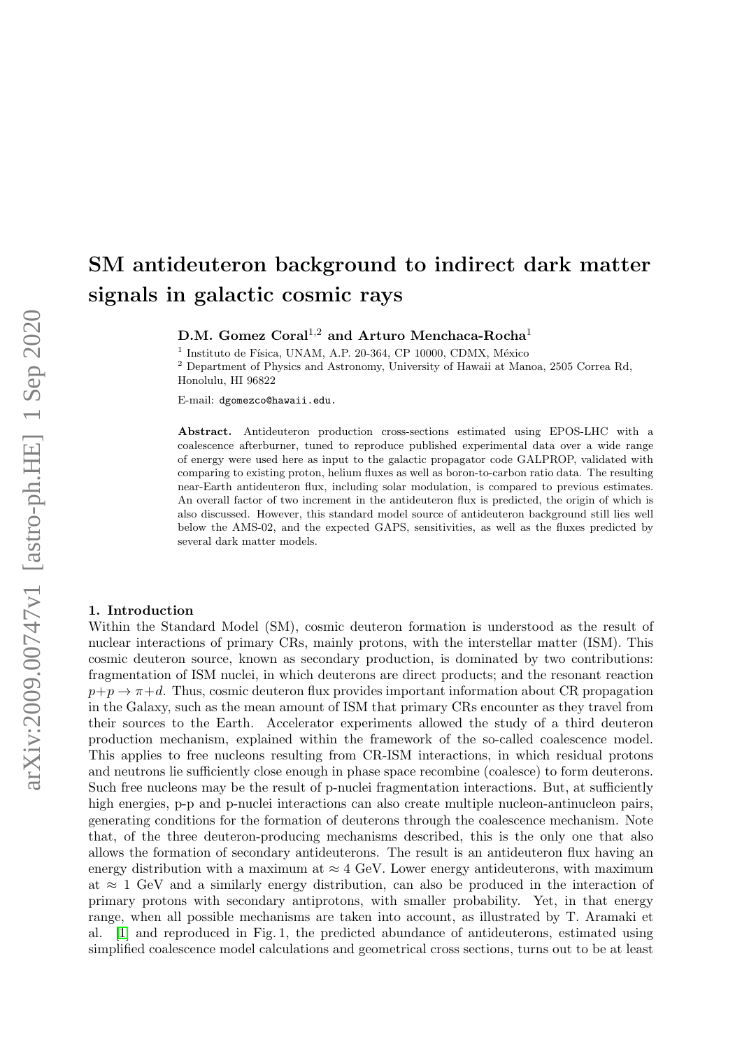# SM antideuteron background to indirect dark matter signals in galactic cosmic rays

**D.M. Gomez Coral[1,2] and Arturo Menchaca-Rocha[1]**

[1] Instituto de Física, UNAM, A.P. 20-364, CP 10000, CDMX, México

[2] Department of Physics and Astronomy, University of Hawaii at Manoa, 2505 Correa Rd, Honolulu, HI 96822

E-mail: dgomezco@hawaii.edu.

**Abstract.** Antideuteron production cross-sections estimated using EPOS-LHC with a coalescence afterburner, tuned to reproduce published experimental data over a wide range of energy were used here as input to the galactic propagator code GALPROP, validated with comparing to existing proton, helium fluxes as well as boron-to-carbon ratio data. The resulting near-Earth antideuteron flux, including solar modulation, is compared to previous estimates. An overall factor of two increment in the antideuteron flux is predicted, the origin of which is also discussed. However, this standard model source of antideuteron background still lies well below the AMS-02, and the expected GAPS, sensitivities, as well as the fluxes predicted by several dark matter models.

## 1. Introduction

Within the Standard Model (SM), cosmic deuteron formation is understood as the result of nuclear interactions of primary CRs, mainly protons, with the interstellar matter (ISM). This cosmic deuteron source, known as secondary production, is dominated by two contributions: fragmentation of ISM nuclei, in which deuterons are direct products; and the resonant reaction $p+p \rightarrow \pi+d$. Thus, cosmic deuteron flux provides important information about CR propagation in the Galaxy, such as the mean amount of ISM that primary CRs encounter as they travel from their sources to the Earth. Accelerator experiments allowed the study of a third deuteron production mechanism, explained within the framework of the so-called coalescence model. This applies to free nucleons resulting from CR-ISM interactions, in which residual protons and neutrons lie sufficiently close enough in phase space recombine (coalesce) to form deuterons. Such free nucleons may be the result of p-nuclei fragmentation interactions. But, at sufficiently high energies, p-p and p-nuclei interactions can also create multiple nucleon-antinucleon pairs, generating conditions for the formation of deuterons through the coalescence mechanism. Note that, of the three deuteron-producing mechanisms described, this is the only one that also allows the formation of secondary antideuterons. The result is an antideuteron flux having an energy distribution with a maximum at $\approx 4$ GeV. Lower energy antideuterons, with maximum at $\approx 1$ GeV and a similarly energy distribution, can also be produced in the interaction of primary protons with secondary antiprotons, with smaller probability. Yet, in that energy range, when all possible mechanisms are taken into account, as illustrated by T. Aramaki et al. [1] and reproduced in Fig. 1, the predicted abundance of antideuterons, estimated using simplified coalescence model calculations and geometrical cross sections, turns out to be at least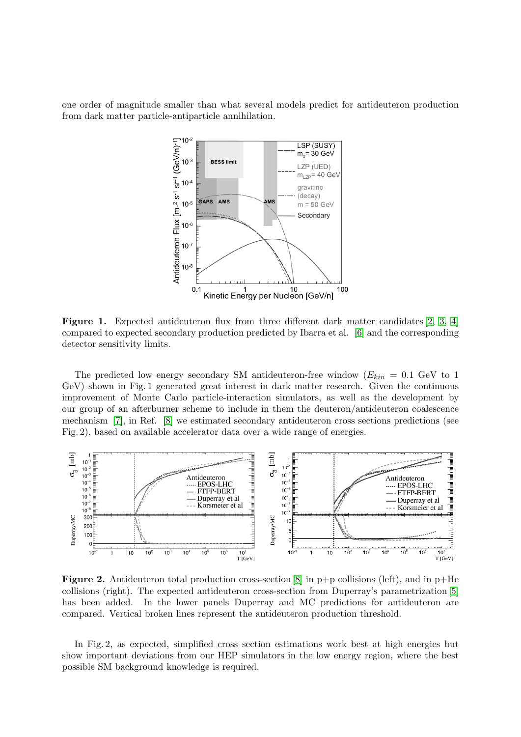one order of magnitude smaller than what several models predict for antideuteron production from dark matter particle-antiparticle annihilation.

**Figure 1.** Expected antideuteron flux from three different dark matter candidates [2, 3, 4] compared to expected secondary production predicted by Ibarra et al. [6] and the corresponding detector sensitivity limits.

The predicted low energy secondary SM antideuteron-free window ($E_{kin}$ = 0.1 GeV to 1 GeV) shown in Fig. 1 generated great interest in dark matter research. Given the continuous improvement of Monte Carlo particle-interaction simulators, as well as the development by our group of an afterburner scheme to include in them the deuteron/antideuteron coalescence mechanism [7], in Ref. [8] we estimated secondary antideuteron cross sections predictions (see Fig. 2), based on available accelerator data over a wide range of energies.

**Figure 2.** Antideuteron total production cross-section [8] in p+p collisions (left), and in p+He collisions (right). The expected antideuteron cross-section from Duperray's parametrization [5] has been added. In the lower panels Duperray and MC predictions for antideuteron are compared. Vertical broken lines represent the antideuteron production threshold.

In Fig. 2, as expected, simplified cross section estimations work best at high energies but show important deviations from our HEP simulators in the low energy region, where the best possible SM background knowledge is required.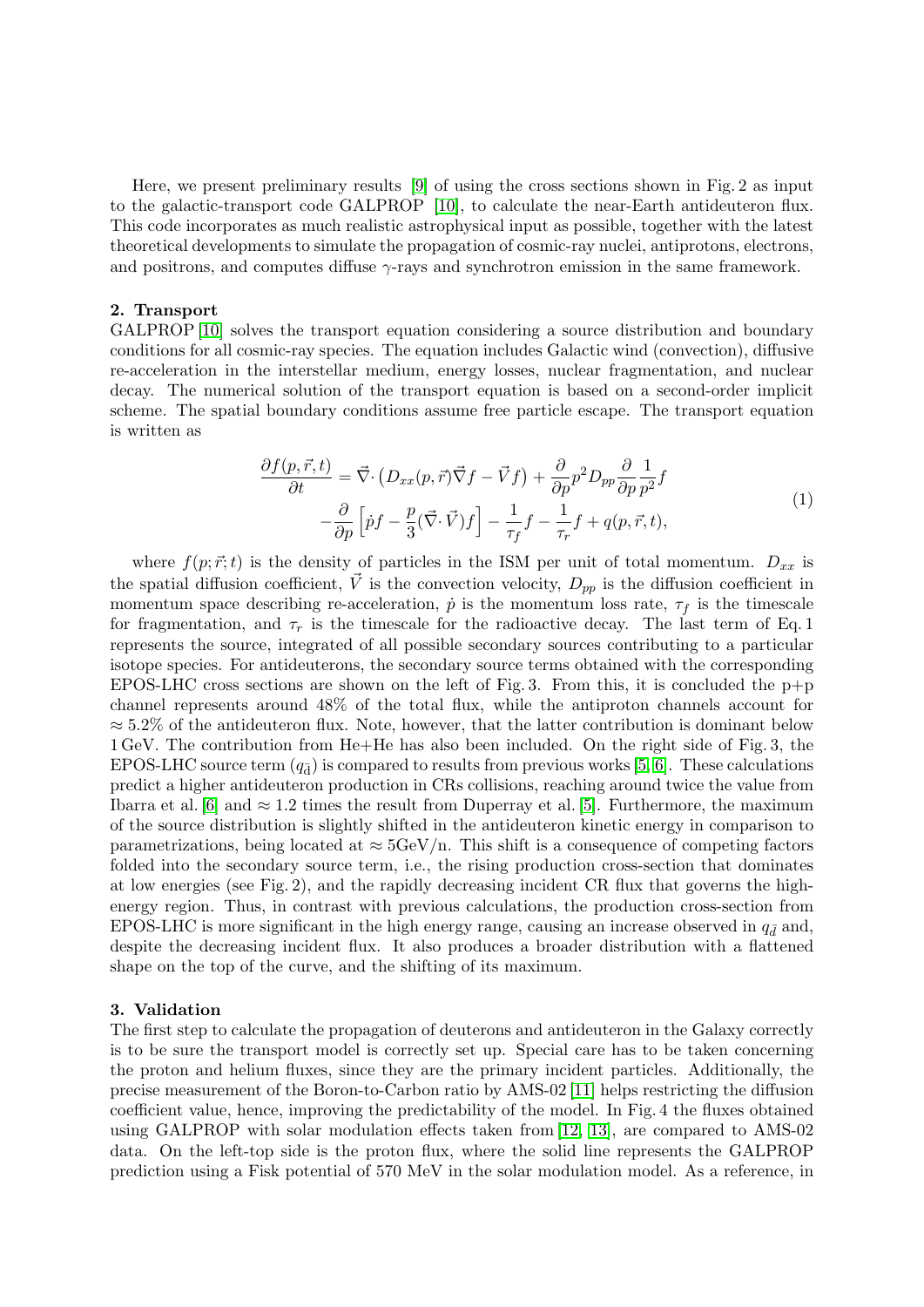Here, we present preliminary results [9] of using the cross sections shown in Fig. 2 as input to the galactic-transport code GALPROP [10], to calculate the near-Earth antideuteron flux. This code incorporates as much realistic astrophysical input as possible, together with the latest theoretical developments to simulate the propagation of cosmic-ray nuclei, antiprotons, electrons, and positrons, and computes diffuse $\gamma$-rays and synchrotron emission in the same framework.

## 2. Transport

GALPROP [10] solves the transport equation considering a source distribution and boundary conditions for all cosmic-ray species. The equation includes Galactic wind (convection), diffusive re-acceleration in the interstellar medium, energy losses, nuclear fragmentation, and nuclear decay. The numerical solution of the transport equation is based on a second-order implicit scheme. The spatial boundary conditions assume free particle escape. The transport equation is written as

$$
\begin{aligned}
\frac{\partial f(p,\vec{r},t)}{\partial t} &= \vec{\nabla}\cdot\left(D_{xx}(p,\vec{r})\vec{\nabla}f - \vec{V}f\right) + \frac{\partial}{\partial p}p^2 D_{pp}\frac{\partial}{\partial p}\frac{1}{p^2}f \\
&\quad -\frac{\partial}{\partial p}\left[\dot{p}f - \frac{p}{3}(\vec{\nabla}\cdot\vec{V})f\right] - \frac{1}{\tau_f}f - \frac{1}{\tau_r}f + q(p,\vec{r},t),
\end{aligned}
\tag{1}
$$

where $f(p;\vec{r};t)$ is the density of particles in the ISM per unit of total momentum. $D_{xx}$ is the spatial diffusion coefficient, $\vec{V}$ is the convection velocity, $D_{pp}$ is the diffusion coefficient in momentum space describing re-acceleration, $\dot{p}$ is the momentum loss rate, $\tau_f$ is the timescale for fragmentation, and $\tau_r$ is the timescale for the radioactive decay. The last term of Eq. 1 represents the source, integrated of all possible secondary sources contributing to a particular isotope species. For antideuterons, the secondary source terms obtained with the corresponding EPOS-LHC cross sections are shown on the left of Fig. 3. From this, it is concluded the p+p channel represents around 48% of the total flux, while the antiproton channels account for $\approx 5.2\%$ of the antideuteron flux. Note, however, that the latter contribution is dominant below 1 GeV. The contribution from He+He has also been included. On the right side of Fig. 3, the EPOS-LHC source term ($q_{\bar{\mathrm{d}}}$) is compared to results from previous works [5, 6]. These calculations predict a higher antideuteron production in CRs collisions, reaching around twice the value from Ibarra et al. [6] and $\approx 1.2$ times the result from Duperray et al. [5]. Furthermore, the maximum of the source distribution is slightly shifted in the antideuteron kinetic energy in comparison to parametrizations, being located at $\approx 5$GeV/n. This shift is a consequence of competing factors folded into the secondary source term, i.e., the rising production cross-section that dominates at low energies (see Fig. 2), and the rapidly decreasing incident CR flux that governs the high-energy region. Thus, in contrast with previous calculations, the production cross-section from EPOS-LHC is more significant in the high energy range, causing an increase observed in $q_{\bar{d}}$ and, despite the decreasing incident flux. It also produces a broader distribution with a flattened shape on the top of the curve, and the shifting of its maximum.

## 3. Validation

The first step to calculate the propagation of deuterons and antideuteron in the Galaxy correctly is to be sure the transport model is correctly set up. Special care has to be taken concerning the proton and helium fluxes, since they are the primary incident particles. Additionally, the precise measurement of the Boron-to-Carbon ratio by AMS-02 [11] helps restricting the diffusion coefficient value, hence, improving the predictability of the model. In Fig. 4 the fluxes obtained using GALPROP with solar modulation effects taken from [12, 13], are compared to AMS-02 data. On the left-top side is the proton flux, where the solid line represents the GALPROP prediction using a Fisk potential of 570 MeV in the solar modulation model. As a reference, in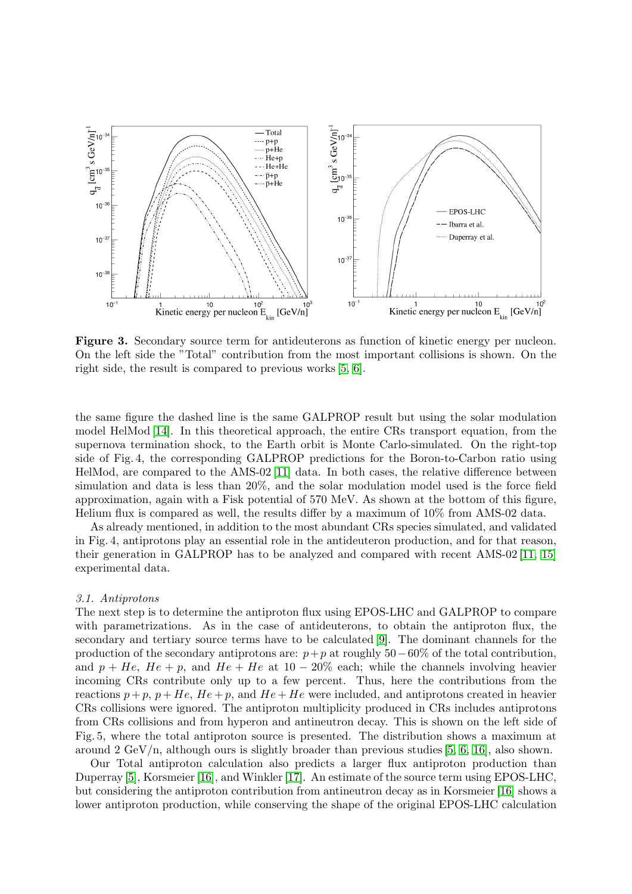**Figure 3.** Secondary source term for antideuterons as function of kinetic energy per nucleon. On the left side the "Total" contribution from the most important collisions is shown. On the right side, the result is compared to previous works [5, 6].

the same figure the dashed line is the same GALPROP result but using the solar modulation model HelMod [14]. In this theoretical approach, the entire CRs transport equation, from the supernova termination shock, to the Earth orbit is Monte Carlo-simulated. On the right-top side of Fig. 4, the corresponding GALPROP predictions for the Boron-to-Carbon ratio using HelMod, are compared to the AMS-02 [11] data. In both cases, the relative difference between simulation and data is less than 20%, and the solar modulation model used is the force field approximation, again with a Fisk potential of 570 MeV. As shown at the bottom of this figure, Helium flux is compared as well, the results differ by a maximum of 10% from AMS-02 data.

As already mentioned, in addition to the most abundant CRs species simulated, and validated in Fig. 4, antiprotons play an essential role in the antideuteron production, and for that reason, their generation in GALPROP has to be analyzed and compared with recent AMS-02 [11, 15] experimental data.

### *3.1. Antiprotons*

The next step is to determine the antiproton flux using EPOS-LHC and GALPROP to compare with parametrizations. As in the case of antideuterons, to obtain the antiproton flux, the secondary and tertiary source terms have to be calculated [9]. The dominant channels for the production of the secondary antiprotons are: $p+p$ at roughly $50-60\%$ of the total contribution, and $p+He$, $He+p$, and $He+He$ at $10-20\%$ each; while the channels involving heavier incoming CRs contribute only up to a few percent. Thus, here the contributions from the reactions $p+p$, $p+He$, $He+p$, and $He+He$ were included, and antiprotons created in heavier CRs collisions were ignored. The antiproton multiplicity produced in CRs includes antiprotons from CRs collisions and from hyperon and antineutron decay. This is shown on the left side of Fig. 5, where the total antiproton source is presented. The distribution shows a maximum at around 2 GeV/n, although ours is slightly broader than previous studies [5, 6, 16], also shown.

Our Total antiproton calculation also predicts a larger flux antiproton production than Duperray [5], Korsmeier [16], and Winkler [17]. An estimate of the source term using EPOS-LHC, but considering the antiproton contribution from antineutron decay as in Korsmeier [16] shows a lower antiproton production, while conserving the shape of the original EPOS-LHC calculation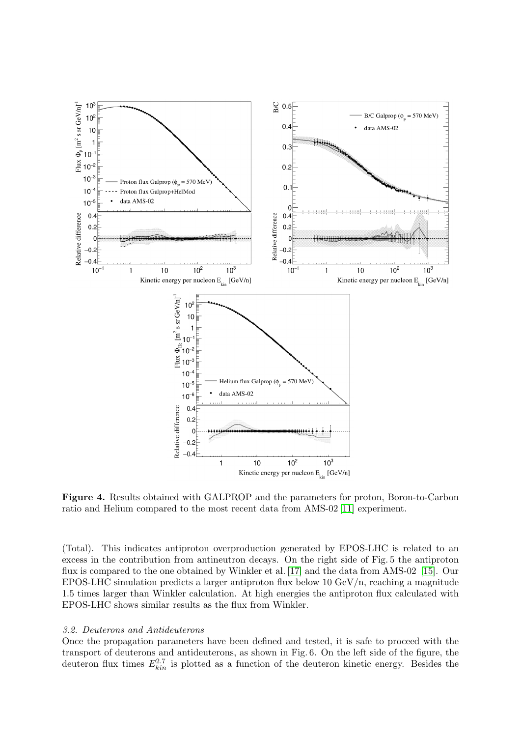**Figure 4.** Results obtained with GALPROP and the parameters for proton, Boron-to-Carbon ratio and Helium compared to the most recent data from AMS-02 [11] experiment.

(Total). This indicates antiproton overproduction generated by EPOS-LHC is related to an excess in the contribution from antineutron decays. On the right side of Fig. 5 the antiproton flux is compared to the one obtained by Winkler et al. [17] and the data from AMS-02 [15]. Our EPOS-LHC simulation predicts a larger antiproton flux below 10 GeV/n, reaching a magnitude 1.5 times larger than Winkler calculation. At high energies the antiproton flux calculated with EPOS-LHC shows similar results as the flux from Winkler.

### *3.2. Deuterons and Antideuterons*

Once the propagation parameters have been defined and tested, it is safe to proceed with the transport of deuterons and antideuterons, as shown in Fig. 6. On the left side of the figure, the deuteron flux times $E_{kin}^{2.7}$ is plotted as a function of the deuteron kinetic energy. Besides the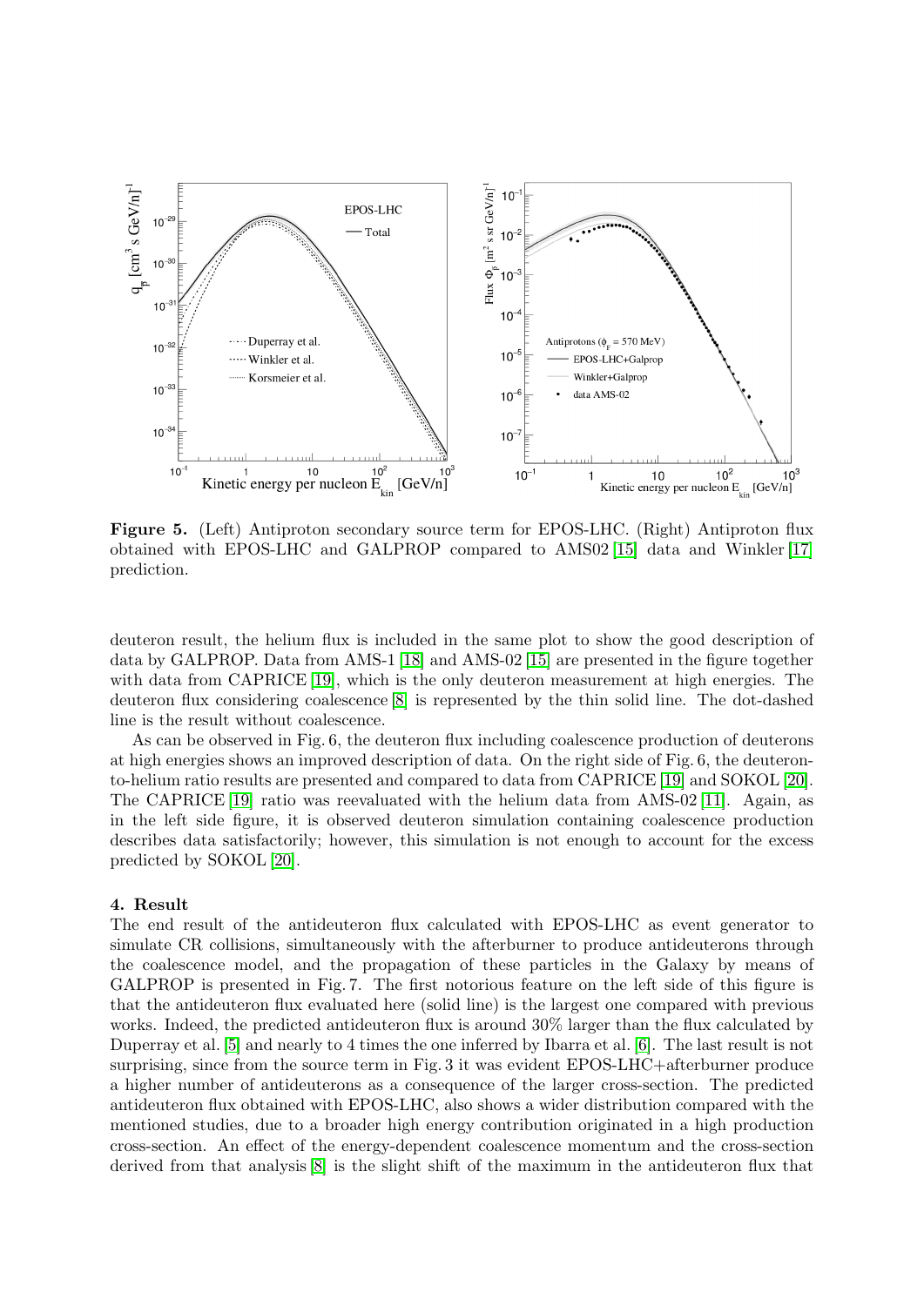**Figure 5.** (Left) Antiproton secondary source term for EPOS-LHC. (Right) Antiproton flux obtained with EPOS-LHC and GALPROP compared to AMS02 [15] data and Winkler [17] prediction.

deuteron result, the helium flux is included in the same plot to show the good description of data by GALPROP. Data from AMS-1 [18] and AMS-02 [15] are presented in the figure together with data from CAPRICE [19], which is the only deuteron measurement at high energies. The deuteron flux considering coalescence [8] is represented by the thin solid line. The dot-dashed line is the result without coalescence.

As can be observed in Fig. 6, the deuteron flux including coalescence production of deuterons at high energies shows an improved description of data. On the right side of Fig. 6, the deuteron-to-helium ratio results are presented and compared to data from CAPRICE [19] and SOKOL [20]. The CAPRICE [19] ratio was reevaluated with the helium data from AMS-02 [11]. Again, as in the left side figure, it is observed deuteron simulation containing coalescence production describes data satisfactorily; however, this simulation is not enough to account for the excess predicted by SOKOL [20].

## 4. Result

The end result of the antideuteron flux calculated with EPOS-LHC as event generator to simulate CR collisions, simultaneously with the afterburner to produce antideuterons through the coalescence model, and the propagation of these particles in the Galaxy by means of GALPROP is presented in Fig. 7. The first notorious feature on the left side of this figure is that the antideuteron flux evaluated here (solid line) is the largest one compared with previous works. Indeed, the predicted antideuteron flux is around 30% larger than the flux calculated by Duperray et al. [5] and nearly to 4 times the one inferred by Ibarra et al. [6]. The last result is not surprising, since from the source term in Fig. 3 it was evident EPOS-LHC+afterburner produce a higher number of antideuterons as a consequence of the larger cross-section. The predicted antideuteron flux obtained with EPOS-LHC, also shows a wider distribution compared with the mentioned studies, due to a broader high energy contribution originated in a high production cross-section. An effect of the energy-dependent coalescence momentum and the cross-section derived from that analysis [8] is the slight shift of the maximum in the antideuteron flux that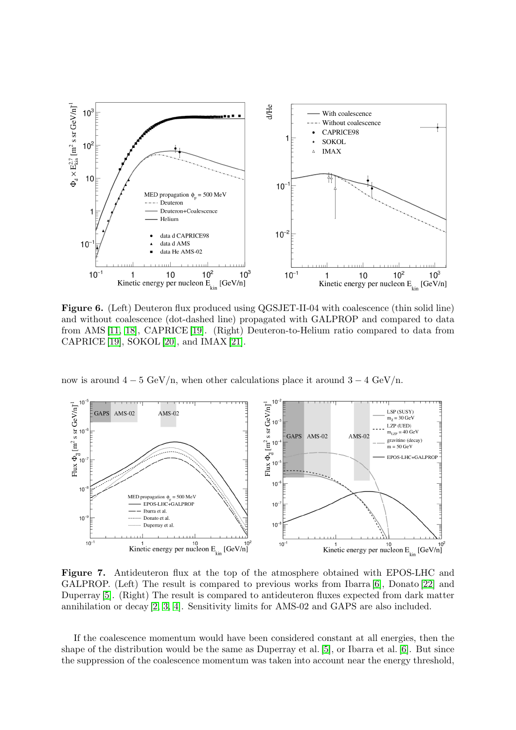**Figure 6.** (Left) Deuteron flux produced using QGSJET-II-04 with coalescence (thin solid line) and without coalescence (dot-dashed line) propagated with GALPROP and compared to data from AMS [11, 18], CAPRICE [19]. (Right) Deuteron-to-Helium ratio compared to data from CAPRICE [19], SOKOL [20], and IMAX [21].

now is around $4-5$ GeV/n, when other calculations place it around $3-4$ GeV/n.

**Figure 7.** Antideuteron flux at the top of the atmosphere obtained with EPOS-LHC and GALPROP. (Left) The result is compared to previous works from Ibarra [6], Donato [22] and Duperray [5]. (Right) The result is compared to antideuteron fluxes expected from dark matter annihilation or decay [2, 3, 4]. Sensitivity limits for AMS-02 and GAPS are also included.

If the coalescence momentum would have been considered constant at all energies, then the shape of the distribution would be the same as Duperray et al. [5], or Ibarra et al. [6]. But since the suppression of the coalescence momentum was taken into account near the energy threshold,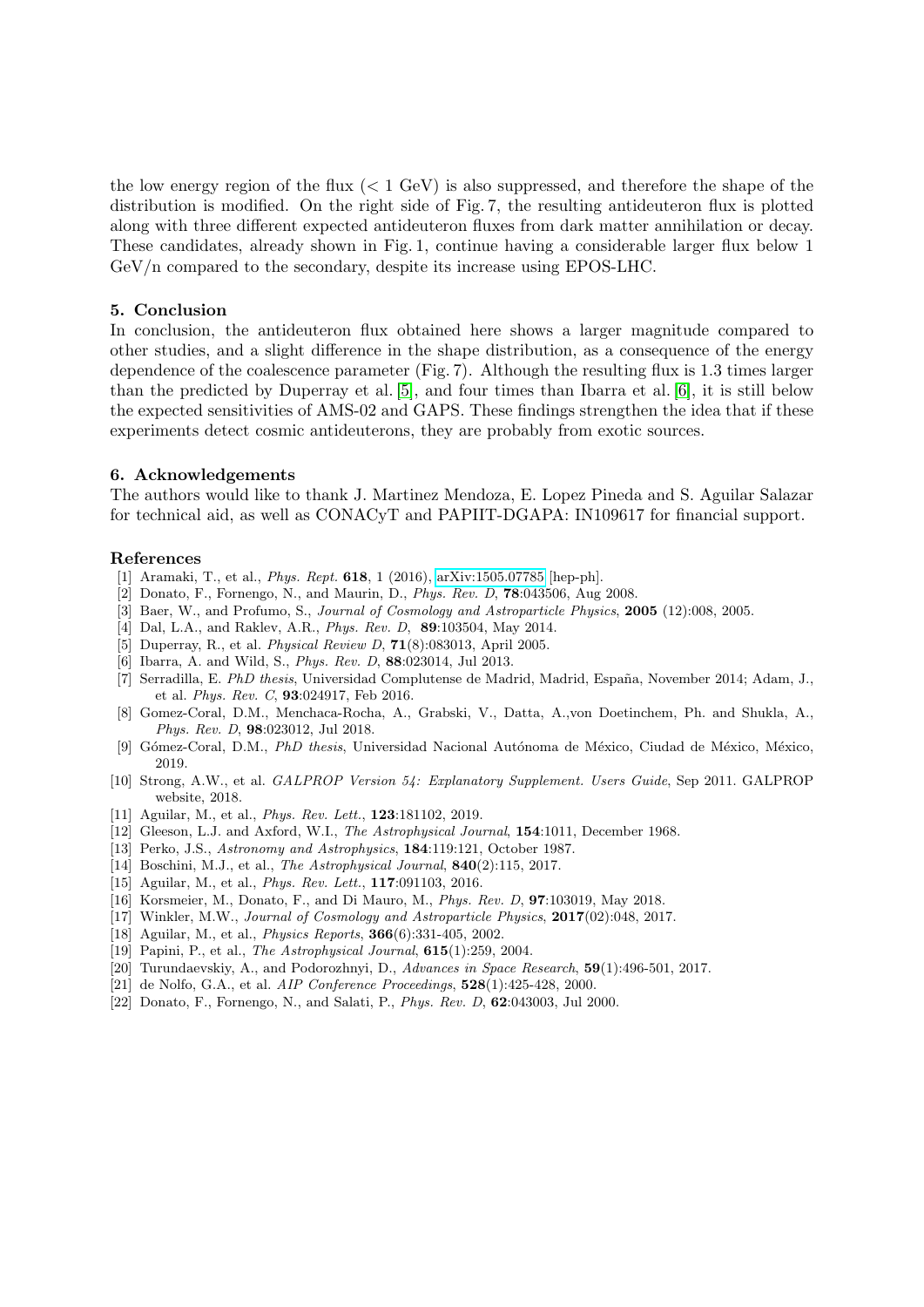the low energy region of the flux ($< 1$ GeV) is also suppressed, and therefore the shape of the distribution is modified. On the right side of Fig. 7, the resulting antideuteron flux is plotted along with three different expected antideuteron fluxes from dark matter annihilation or decay. These candidates, already shown in Fig. 1, continue having a considerable larger flux below 1 GeV/n compared to the secondary, despite its increase using EPOS-LHC.

## 5. Conclusion

In conclusion, the antideuteron flux obtained here shows a larger magnitude compared to other studies, and a slight difference in the shape distribution, as a consequence of the energy dependence of the coalescence parameter (Fig. 7). Although the resulting flux is 1.3 times larger than the predicted by Duperray et al. [5], and four times than Ibarra et al. [6], it is still below the expected sensitivities of AMS-02 and GAPS. These findings strengthen the idea that if these experiments detect cosmic antideuterons, they are probably from exotic sources.

## 6. Acknowledgements

The authors would like to thank J. Martinez Mendoza, E. Lopez Pineda and S. Aguilar Salazar for technical aid, as well as CONACyT and PAPIIT-DGAPA: IN109617 for financial support.

## References

[1] Aramaki, T., et al., *Phys. Rept.* **618**, 1 (2016), arXiv:1505.07785 [hep-ph].

[2] Donato, F., Fornengo, N., and Maurin, D., *Phys. Rev. D*, **78**:043506, Aug 2008.

[3] Baer, W., and Profumo, S., *Journal of Cosmology and Astroparticle Physics*, **2005** (12):008, 2005.

[4] Dal, L.A., and Raklev, A.R., *Phys. Rev. D*, **89**:103504, May 2014.

[5] Duperray, R., et al. *Physical Review D*, **71**(8):083013, April 2005.

[6] Ibarra, A. and Wild, S., *Phys. Rev. D*, **88**:023014, Jul 2013.

[7] Serradilla, E. *PhD thesis*, Universidad Complutense de Madrid, Madrid, España, November 2014; Adam, J., et al. *Phys. Rev. C*, **93**:024917, Feb 2016.

[8] Gomez-Coral, D.M., Menchaca-Rocha, A., Grabski, V., Datta, A.,von Doetinchem, Ph. and Shukla, A., *Phys. Rev. D*, **98**:023012, Jul 2018.

[9] Gómez-Coral, D.M., *PhD thesis*, Universidad Nacional Autónoma de México, Ciudad de México, México, 2019.

[10] Strong, A.W., et al. *GALPROP Version 54: Explanatory Supplement. Users Guide*, Sep 2011. GALPROP website, 2018.

[11] Aguilar, M., et al., *Phys. Rev. Lett.*, **123**:181102, 2019.

[12] Gleeson, L.J. and Axford, W.I., *The Astrophysical Journal*, **154**:1011, December 1968.

[13] Perko, J.S., *Astronomy and Astrophysics*, **184**:119:121, October 1987.

[14] Boschini, M.J., et al., *The Astrophysical Journal*, **840**(2):115, 2017.

[15] Aguilar, M., et al., *Phys. Rev. Lett.*, **117**:091103, 2016.

[16] Korsmeier, M., Donato, F., and Di Mauro, M., *Phys. Rev. D*, **97**:103019, May 2018.

[17] Winkler, M.W., *Journal of Cosmology and Astroparticle Physics*, **2017**(02):048, 2017.

[18] Aguilar, M., et al., *Physics Reports*, **366**(6):331-405, 2002.

[19] Papini, P., et al., *The Astrophysical Journal*, **615**(1):259, 2004.

[20] Turundaevskiy, A., and Podorozhnyi, D., *Advances in Space Research*, **59**(1):496-501, 2017.

[21] de Nolfo, G.A., et al. *AIP Conference Proceedings*, **528**(1):425-428, 2000.

[22] Donato, F., Fornengo, N., and Salati, P., *Phys. Rev. D*, **62**:043003, Jul 2000.